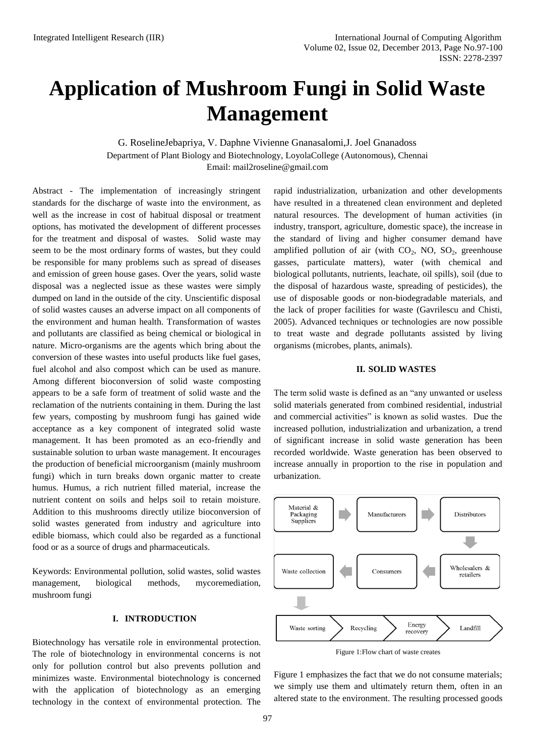#  Application of Mushroom Fungi in Solid Waste Management

G. RoselineJebapriya, V. Daphne Vivienne Gnanasalomi,J. Joel Gnanadoss

Department of Plant Biology and Biotechnology, LoyolaCollege (Autonomous), Chennai

Email: mail2roseline@gmail.com

Abstract - The implementation of increasingly stringent standards for the discharge of waste into the environment, as well as the increase in cost of habitual disposal or treatment options, has motivated the development of different processes for the treatment and disposal of wastes. Solid waste may seem to be the most ordinary forms of wastes, but they could be responsible for many problems such as spread of diseases and emission of green house gases. Over the years, solid waste disposal was a neglected issue as these wastes were simply dumped on land in the outside of the city. Unscientific disposal of solid wastes causes an adverse impact on all components of the environment and human health. Transformation of wastes and pollutants are classified as being chemical or biological in nature. Micro-organisms are the agents which bring about the conversion of these wastes into useful products like fuel gases, fuel alcohol and also compost which can be used as manure. Among different bioconversion of solid waste composting appears to be a safe form of treatment of solid waste and the reclamation of the nutrients containing in them. During the last few years, composting by mushroom fungi has gained wide acceptance as a key component of integrated solid waste management. It has been promoted as an eco-friendly and sustainable solution to urban waste management. It encourages the production of beneficial microorganism (mainly mushroom fungi) which in turn breaks down organic matter to create humus. Humus, a rich nutrient filled material, increase the nutrient content on soils and helps soil to retain moisture. Addition to this mushrooms directly utilize bioconversion of solid wastes generated from industry and agriculture into edible biomass, which could also be regarded as a functional food or as a source of drugs and pharmaceuticals.

Keywords: Environmental pollution, solid wastes, solid wastes management, biological methods, mycoremediation, mushroom fungi

## I. INTRODUCTION

Biotechnology has versatile role in environmental protection. The role of biotechnology in environmental concerns is not only for pollution control but also prevents pollution and minimizes waste. Environmental biotechnology is concerned with the application of biotechnology as an emerging technology in the context of environmental protection. The rapid industrialization, urbanization and other developments have resulted in a threatened clean environment and depleted natural resources. The development of human activities (in industry, transport, agriculture, domestic space), the increase in the standard of living and higher consumer demand have amplified pollution of air (with $CO_2$, NO, $SO_2$, greenhouse gasses, particulate matters), water (with chemical and biological pollutants, nutrients, leachate, oil spills), soil (due to the disposal of hazardous waste, spreading of pesticides), the use of disposable goods or non-biodegradable materials, and the lack of proper facilities for waste (Gavrilescu and Chisti, 2005). Advanced techniques or technologies are now possible to treat waste and degrade pollutants assisted by living organisms (microbes, plants, animals).

## II. SOLID WASTES

The term solid waste is defined as an "any unwanted or useless solid materials generated from combined residential, industrial and commercial activities" is known as solid wastes. Due the increased pollution, industrialization and urbanization, a trend of significant increase in solid waste generation has been recorded worldwide. Waste generation has been observed to increase annually in proportion to the rise in population and urbanization.

Material & Packaging Suppliers → Manufacturers → Distributors → Wholesalers & retailers → Consumers → Waste collection → Waste sorting → Recycling → Energy recovery → Landfill

Figure 1:Flow chart of waste creates

Figure 1 emphasizes the fact that we do not consume materials; we simply use them and ultimately return them, often in an altered state to the environment. The resulting processed goods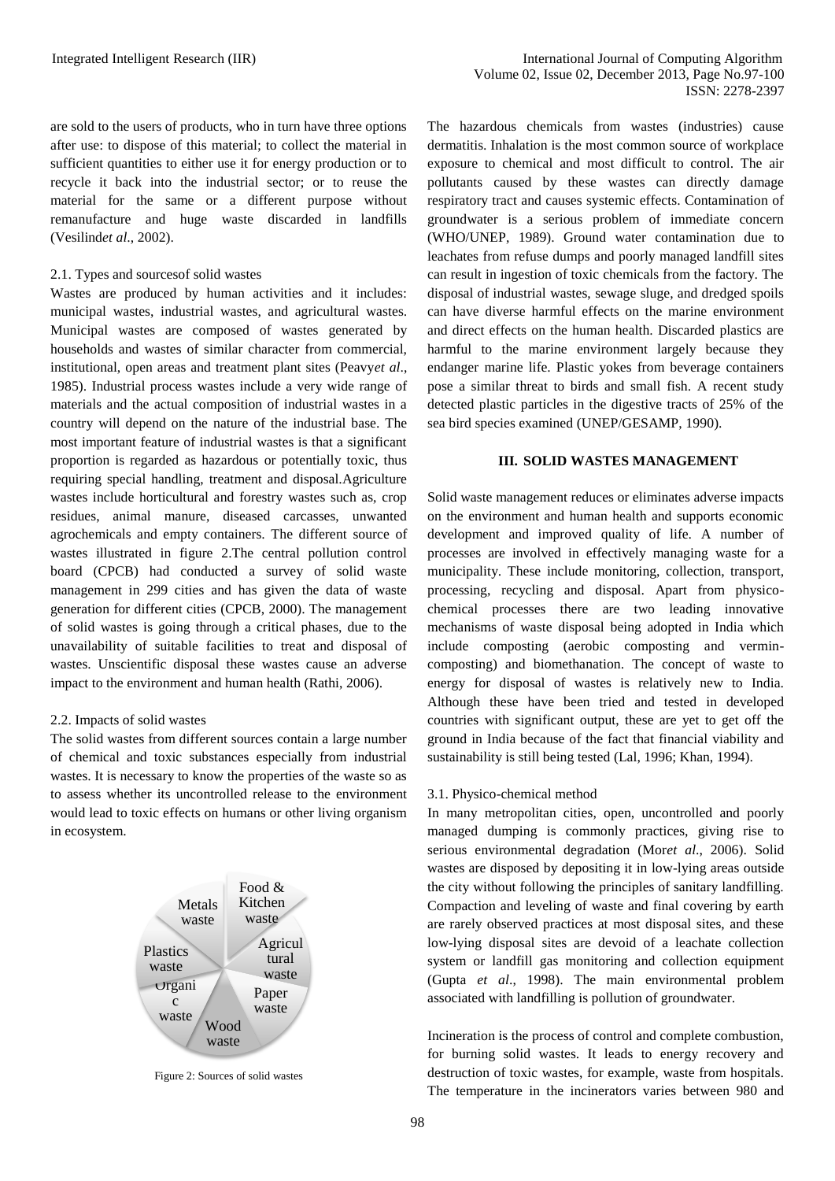are sold to the users of products, who in turn have three options after use: to dispose of this material; to collect the material in sufficient quantities to either use it for energy production or to recycle it back into the industrial sector; or to reuse the material for the same or a different purpose without remanufacture and huge waste discarded in landfills (Vesilind*et al*., 2002).

2.1. Types and sourcesof solid wastes

Wastes are produced by human activities and it includes: municipal wastes, industrial wastes, and agricultural wastes. Municipal wastes are composed of wastes generated by households and wastes of similar character from commercial, institutional, open areas and treatment plant sites (Peavy*et al*., 1985). Industrial process wastes include a very wide range of materials and the actual composition of industrial wastes in a country will depend on the nature of the industrial base. The most important feature of industrial wastes is that a significant proportion is regarded as hazardous or potentially toxic, thus requiring special handling, treatment and disposal.Agriculture wastes include horticultural and forestry wastes such as, crop residues, animal manure, diseased carcasses, unwanted agrochemicals and empty containers. The different source of wastes illustrated in figure 2.The central pollution control board (CPCB) had conducted a survey of solid waste management in 299 cities and has given the data of waste generation for different cities (CPCB, 2000). The management of solid wastes is going through a critical phases, due to the unavailability of suitable facilities to treat and disposal of wastes. Unscientific disposal these wastes cause an adverse impact to the environment and human health (Rathi, 2006).

2.2. Impacts of solid wastes

The solid wastes from different sources contain a large number of chemical and toxic substances especially from industrial wastes. It is necessary to know the properties of the waste so as to assess whether its uncontrolled release to the environment would lead to toxic effects on humans or other living organism in ecosystem.

Food & Kitchen waste, Agricultural waste, Paper waste, Wood waste, Organic waste, Plastics waste, Metals waste

Figure 2: Sources of solid wastes

The hazardous chemicals from wastes (industries) cause dermatitis. Inhalation is the most common source of workplace exposure to chemical and most difficult to control. The air pollutants caused by these wastes can directly damage respiratory tract and causes systemic effects. Contamination of groundwater is a serious problem of immediate concern (WHO/UNEP, 1989). Ground water contamination due to leachates from refuse dumps and poorly managed landfill sites can result in ingestion of toxic chemicals from the factory. The disposal of industrial wastes, sewage sluge, and dredged spoils can have diverse harmful effects on the marine environment and direct effects on the human health. Discarded plastics are harmful to the marine environment largely because they endanger marine life. Plastic yokes from beverage containers pose a similar threat to birds and small fish. A recent study detected plastic particles in the digestive tracts of 25% of the sea bird species examined (UNEP/GESAMP, 1990).

## III. SOLID WASTES MANAGEMENT

Solid waste management reduces or eliminates adverse impacts on the environment and human health and supports economic development and improved quality of life. A number of processes are involved in effectively managing waste for a municipality. These include monitoring, collection, transport, processing, recycling and disposal. Apart from physico-chemical processes there are two leading innovative mechanisms of waste disposal being adopted in India which include composting (aerobic composting and vermin-composting) and biomethanation. The concept of waste to energy for disposal of wastes is relatively new to India. Although these have been tried and tested in developed countries with significant output, these are yet to get off the ground in India because of the fact that financial viability and sustainability is still being tested (Lal, 1996; Khan, 1994).

3.1. Physico-chemical method

In many metropolitan cities, open, uncontrolled and poorly managed dumping is commonly practices, giving rise to serious environmental degradation (Mor*et al*., 2006). Solid wastes are disposed by depositing it in low-lying areas outside the city without following the principles of sanitary landfilling. Compaction and leveling of waste and final covering by earth are rarely observed practices at most disposal sites, and these low-lying disposal sites are devoid of a leachate collection system or landfill gas monitoring and collection equipment (Gupta *et al*., 1998). The main environmental problem associated with landfilling is pollution of groundwater.

Incineration is the process of control and complete combustion, for burning solid wastes. It leads to energy recovery and destruction of toxic wastes, for example, waste from hospitals. The temperature in the incinerators varies between 980 and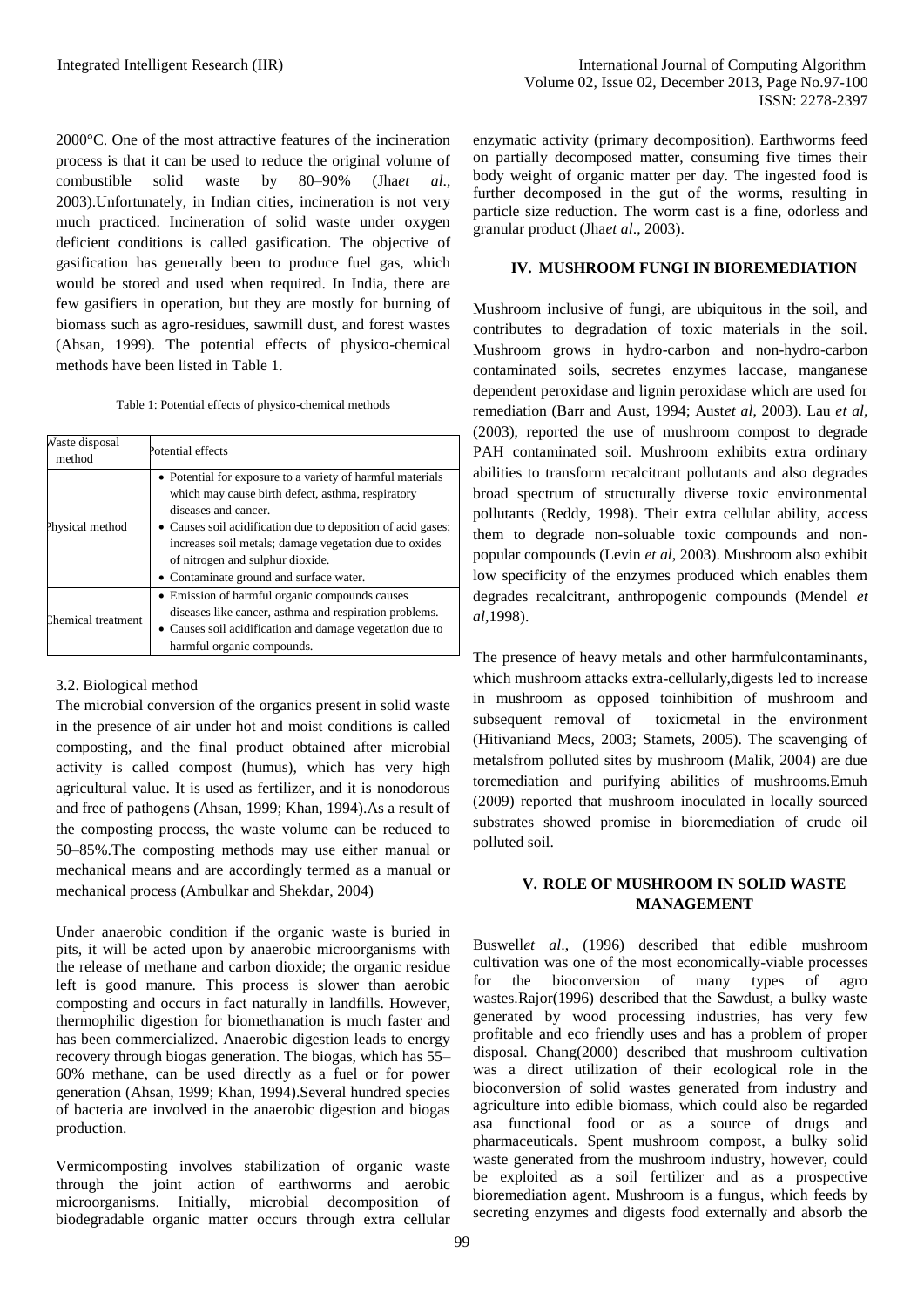2000°C. One of the most attractive features of the incineration process is that it can be used to reduce the original volume of combustible solid waste by 80–90% (Jha*et al*., 2003).Unfortunately, in Indian cities, incineration is not very much practiced. Incineration of solid waste under oxygen deficient conditions is called gasification. The objective of gasification has generally been to produce fuel gas, which would be stored and used when required. In India, there are few gasifiers in operation, but they are mostly for burning of biomass such as agro-residues, sawmill dust, and forest wastes (Ahsan, 1999). The potential effects of physico-chemical methods have been listed in Table 1.

Table 1: Potential effects of physico-chemical methods

| Waste disposal method | Potential effects |
|---|---|
| Physical method | • Potential for exposure to a variety of harmful materials which may cause birth defect, asthma, respiratory diseases and cancer.<br>• Causes soil acidification due to deposition of acid gases; increases soil metals; damage vegetation due to oxides of nitrogen and sulphur dioxide.<br>• Contaminate ground and surface water. |
| Chemical treatment | • Emission of harmful organic compounds causes diseases like cancer, asthma and respiration problems.<br>• Causes soil acidification and damage vegetation due to harmful organic compounds. |

### 3.2. Biological method

The microbial conversion of the organics present in solid waste in the presence of air under hot and moist conditions is called composting, and the final product obtained after microbial activity is called compost (humus), which has very high agricultural value. It is used as fertilizer, and it is nonodorous and free of pathogens (Ahsan, 1999; Khan, 1994).As a result of the composting process, the waste volume can be reduced to 50–85%.The composting methods may use either manual or mechanical means and are accordingly termed as a manual or mechanical process (Ambulkar and Shekdar, 2004)

Under anaerobic condition if the organic waste is buried in pits, it will be acted upon by anaerobic microorganisms with the release of methane and carbon dioxide; the organic residue left is good manure. This process is slower than aerobic composting and occurs in fact naturally in landfills. However, thermophilic digestion for biomethanation is much faster and has been commercialized. Anaerobic digestion leads to energy recovery through biogas generation. The biogas, which has 55–60% methane, can be used directly as a fuel or for power generation (Ahsan, 1999; Khan, 1994).Several hundred species of bacteria are involved in the anaerobic digestion and biogas production.

Vermicomposting involves stabilization of organic waste through the joint action of earthworms and aerobic microorganisms. Initially, microbial decomposition of biodegradable organic matter occurs through extra cellular enzymatic activity (primary decomposition). Earthworms feed on partially decomposed matter, consuming five times their body weight of organic matter per day. The ingested food is further decomposed in the gut of the worms, resulting in particle size reduction. The worm cast is a fine, odorless and granular product (Jha*et al*., 2003).

## IV. MUSHROOM FUNGI IN BIOREMEDIATION

Mushroom inclusive of fungi, are ubiquitous in the soil, and contributes to degradation of toxic materials in the soil. Mushroom grows in hydro-carbon and non-hydro-carbon contaminated soils, secretes enzymes laccase, manganese dependent peroxidase and lignin peroxidase which are used for remediation (Barr and Aust, 1994; Aust*et al*, 2003). Lau *et al*, (2003), reported the use of mushroom compost to degrade PAH contaminated soil. Mushroom exhibits extra ordinary abilities to transform recalcitrant pollutants and also degrades broad spectrum of structurally diverse toxic environmental pollutants (Reddy, 1998). Their extra cellular ability, access them to degrade non-soluable toxic compounds and non-popular compounds (Levin *et al*, 2003). Mushroom also exhibit low specificity of the enzymes produced which enables them degrades recalcitrant, anthropogenic compounds (Mendel *et al*,1998).

The presence of heavy metals and other harmfulcontaminants, which mushroom attacks extra-cellularly,digests led to increase in mushroom as opposed toinhibition of mushroom and subsequent removal of toxicmetal in the environment (Hitivaniand Mecs, 2003; Stamets, 2005). The scavenging of metalsfrom polluted sites by mushroom (Malik, 2004) are due toremediation and purifying abilities of mushrooms.Emuh (2009) reported that mushroom inoculated in locally sourced substrates showed promise in bioremediation of crude oil polluted soil.

## V. ROLE OF MUSHROOM IN SOLID WASTE MANAGEMENT

Buswell*et al*., (1996) described that edible mushroom cultivation was one of the most economically-viable processes for the bioconversion of many types of agro wastes.Rajor(1996) described that the Sawdust, a bulky waste generated by wood processing industries, has very few profitable and eco friendly uses and has a problem of proper disposal. Chang(2000) described that mushroom cultivation was a direct utilization of their ecological role in the bioconversion of solid wastes generated from industry and agriculture into edible biomass, which could also be regarded asa functional food or as a source of drugs and pharmaceuticals. Spent mushroom compost, a bulky solid waste generated from the mushroom industry, however, could be exploited as a soil fertilizer and as a prospective bioremediation agent. Mushroom is a fungus, which feeds by secreting enzymes and digests food externally and absorb the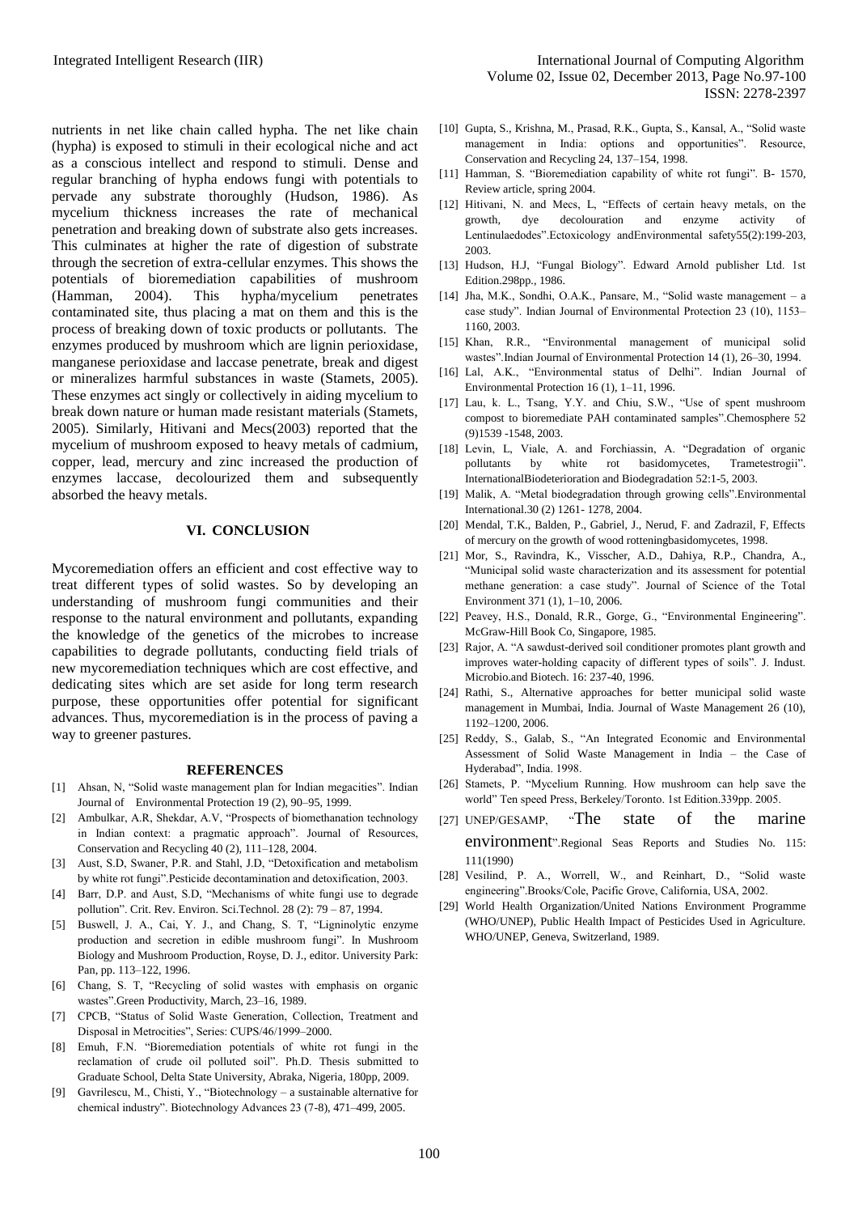nutrients in net like chain called hypha. The net like chain (hypha) is exposed to stimuli in their ecological niche and act as a conscious intellect and respond to stimuli. Dense and regular branching of hypha endows fungi with potentials to pervade any substrate thoroughly (Hudson, 1986). As mycelium thickness increases the rate of mechanical penetration and breaking down of substrate also gets increases. This culminates at higher the rate of digestion of substrate through the secretion of extra-cellular enzymes. This shows the potentials of bioremediation capabilities of mushroom (Hamman, 2004). This hypha/mycelium penetrates contaminated site, thus placing a mat on them and this is the process of breaking down of toxic products or pollutants. The enzymes produced by mushroom which are lignin perioxidase, manganese perioxidase and laccase penetrate, break and digest or mineralizes harmful substances in waste (Stamets, 2005). These enzymes act singly or collectively in aiding mycelium to break down nature or human made resistant materials (Stamets, 2005). Similarly, Hitivani and Mecs(2003) reported that the mycelium of mushroom exposed to heavy metals of cadmium, copper, lead, mercury and zinc increased the production of enzymes laccase, decolourized them and subsequently absorbed the heavy metals.

## VI. CONCLUSION

Mycoremediation offers an efficient and cost effective way to treat different types of solid wastes. So by developing an understanding of mushroom fungi communities and their response to the natural environment and pollutants, expanding the knowledge of the genetics of the microbes to increase capabilities to degrade pollutants, conducting field trials of new mycoremediation techniques which are cost effective, and dedicating sites which are set aside for long term research purpose, these opportunities offer potential for significant advances. Thus, mycoremediation is in the process of paving a way to greener pastures.

## REFERENCES

[1] Ahsan, N, "Solid waste management plan for Indian megacities". Indian Journal of Environmental Protection 19 (2), 90–95, 1999.

[2] Ambulkar, A.R, Shekdar, A.V, "Prospects of biomethanation technology in Indian context: a pragmatic approach". Journal of Resources, Conservation and Recycling 40 (2), 111–128, 2004.

[3] Aust, S.D, Swaner, P.R. and Stahl, J.D, "Detoxification and metabolism by white rot fungi".Pesticide decontamination and detoxification, 2003.

[4] Barr, D.P. and Aust, S.D, "Mechanisms of white fungi use to degrade pollution". Crit. Rev. Environ. Sci.Technol. 28 (2): 79 – 87, 1994.

[5] Buswell, J. A., Cai, Y. J., and Chang, S. T, "Ligninolytic enzyme production and secretion in edible mushroom fungi". In Mushroom Biology and Mushroom Production, Royse, D. J., editor. University Park: Pan, pp. 113–122, 1996.

[6] Chang, S. T, "Recycling of solid wastes with emphasis on organic wastes".Green Productivity, March, 23–16, 1989.

[7] CPCB, "Status of Solid Waste Generation, Collection, Treatment and Disposal in Metrocities", Series: CUPS/46/1999–2000.

[8] Emuh, F.N. "Bioremediation potentials of white rot fungi in the reclamation of crude oil polluted soil". Ph.D. Thesis submitted to Graduate School, Delta State University, Abraka, Nigeria, 180pp, 2009.

[9] Gavrilescu, M., Chisti, Y., "Biotechnology – a sustainable alternative for chemical industry". Biotechnology Advances 23 (7-8), 471–499, 2005.

[10] Gupta, S., Krishna, M., Prasad, R.K., Gupta, S., Kansal, A., "Solid waste management in India: options and opportunities". Resource, Conservation and Recycling 24, 137–154, 1998.

[11] Hamman, S. "Bioremediation capability of white rot fungi". B- 1570, Review article, spring 2004.

[12] Hitivani, N. and Mecs, L, "Effects of certain heavy metals, on the growth, dye decolouration and enzyme activity of Lentinulaedodes".Ectoxicology andEnvironmental safety55(2):199-203, 2003.

[13] Hudson, H.J, "Fungal Biology". Edward Arnold publisher Ltd. 1st Edition.298pp., 1986.

[14] Jha, M.K., Sondhi, O.A.K., Pansare, M., "Solid waste management – a case study". Indian Journal of Environmental Protection 23 (10), 1153–1160, 2003.

[15] Khan, R.R., "Environmental management of municipal solid wastes".Indian Journal of Environmental Protection 14 (1), 26–30, 1994.

[16] Lal, A.K., "Environmental status of Delhi". Indian Journal of Environmental Protection 16 (1), 1–11, 1996.

[17] Lau, k. L., Tsang, Y.Y. and Chiu, S.W., "Use of spent mushroom compost to bioremediate PAH contaminated samples".Chemosphere 52 (9)1539 -1548, 2003.

[18] Levin, L, Viale, A. and Forchiassin, A. "Degradation of organic pollutants by white rot basidomycetes, Trametestrogii". InternationalBiodeterioration and Biodegradation 52:1-5, 2003.

[19] Malik, A. "Metal biodegradation through growing cells".Environmental International.30 (2) 1261- 1278, 2004.

[20] Mendal, T.K., Balden, P., Gabriel, J., Nerud, F. and Zadrazil, F, Effects of mercury on the growth of wood rottingbasidomycetes, 1998.

[21] Mor, S., Ravindra, K., Visscher, A.D., Dahiya, R.P., Chandra, A., "Municipal solid waste characterization and its assessment for potential methane generation: a case study". Journal of Science of the Total Environment 371 (1), 1–10, 2006.

[22] Peavey, H.S., Donald, R.R., Gorge, G., "Environmental Engineering". McGraw-Hill Book Co, Singapore, 1985.

[23] Rajor, A. "A sawdust-derived soil conditioner promotes plant growth and improves water-holding capacity of different types of soils". J. Indust. Microbio.and Biotech. 16: 237-40, 1996.

[24] Rathi, S., Alternative approaches for better municipal solid waste management in Mumbai, India. Journal of Waste Management 26 (10), 1192–1200, 2006.

[25] Reddy, S., Galab, S., "An Integrated Economic and Environmental Assessment of Solid Waste Management in India – the Case of Hyderabad", India. 1998.

[26] Stamets, P. "Mycelium Running. How mushroom can help save the world" Ten speed Press, Berkeley/Toronto. 1st Edition.339pp. 2005.

[27] UNEP/GESAMP, "The state of the marine environment".Regional Seas Reports and Studies No. 115: 111(1990)

[28] Vesilind, P. A., Worrell, W., and Reinhart, D., "Solid waste engineering".Brooks/Cole, Pacific Grove, California, USA, 2002.

[29] World Health Organization/United Nations Environment Programme (WHO/UNEP), Public Health Impact of Pesticides Used in Agriculture. WHO/UNEP, Geneva, Switzerland, 1989.